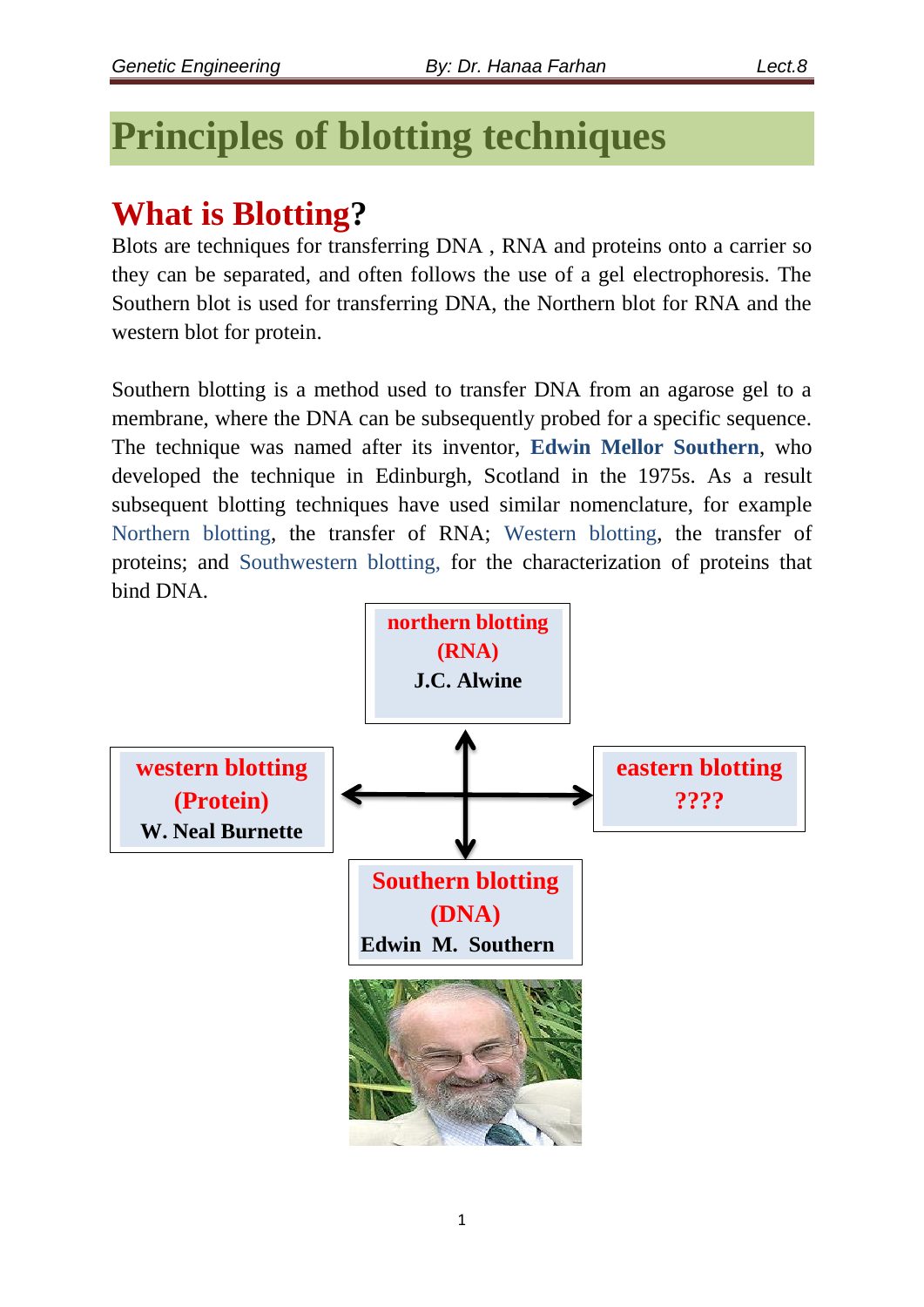# Principles of blotting techniques

## What is Blotting?

Blots are techniques for transferring DNA , RNA and proteins onto a carrier so they can be separated, and often follows the use of a gel electrophoresis. The Southern blot is used for transferring DNA, the Northern blot for RNA and the western blot for protein.

Southern blotting is a method used to transfer DNA from an agarose gel to a membrane, where the DNA can be subsequently probed for a specific sequence. The technique was named after its inventor, **Edwin Mellor Southern**, who developed the technique in Edinburgh, Scotland in the 1975s. As a result subsequent blotting techniques have used similar nomenclature, for example Northern blotting, the transfer of RNA; Western blotting, the transfer of proteins; and Southwestern blotting, for the characterization of proteins that bind DNA.

**northern blotting (RNA)**
**J.C. Alwine**

**western blotting (Protein)**
**W. Neal Burnette**

**eastern blotting ????**

**Southern blotting (DNA)**
**Edwin M. Southern**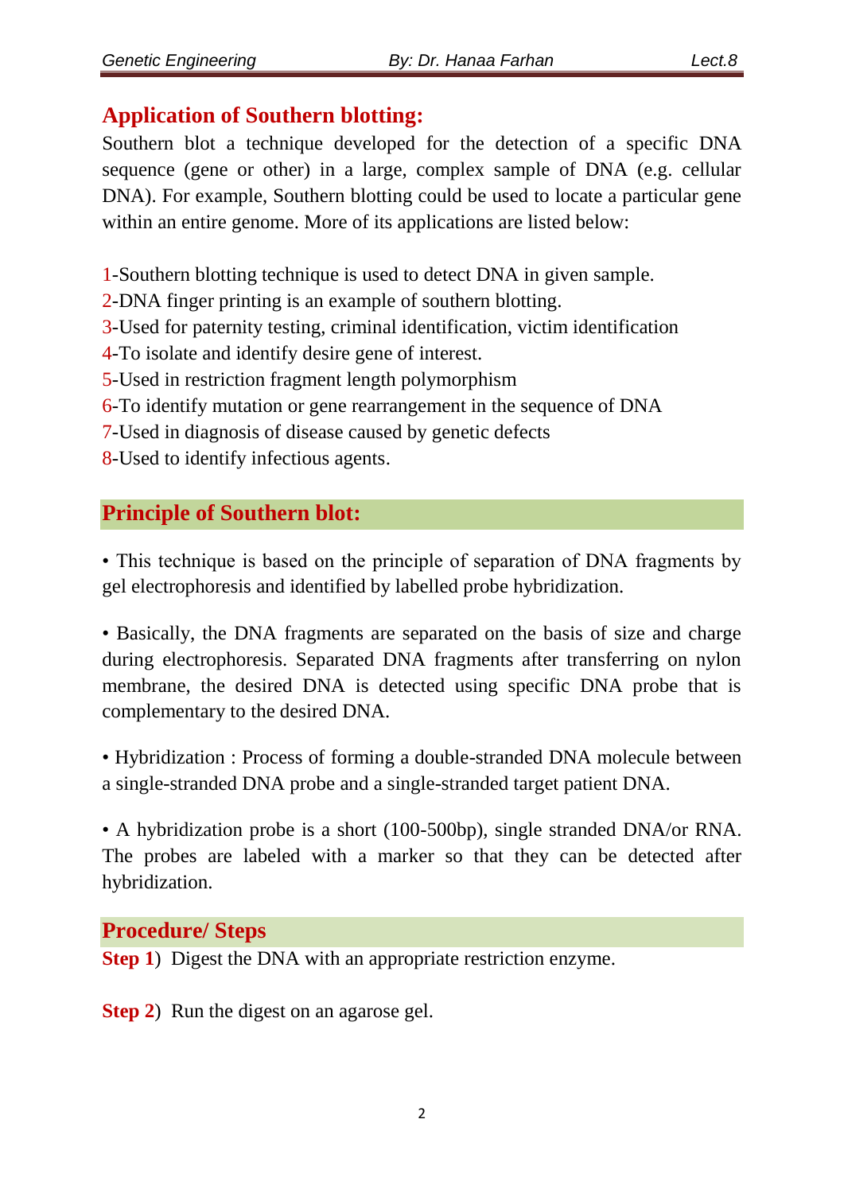## Application of Southern blotting:

Southern blot a technique developed for the detection of a specific DNA sequence (gene or other) in a large, complex sample of DNA (e.g. cellular DNA). For example, Southern blotting could be used to locate a particular gene within an entire genome. More of its applications are listed below:

1-Southern blotting technique is used to detect DNA in given sample.
2-DNA finger printing is an example of southern blotting.
3-Used for paternity testing, criminal identification, victim identification
4-To isolate and identify desire gene of interest.
5-Used in restriction fragment length polymorphism
6-To identify mutation or gene rearrangement in the sequence of DNA
7-Used in diagnosis of disease caused by genetic defects
8-Used to identify infectious agents.

## Principle of Southern blot:

• This technique is based on the principle of separation of DNA fragments by gel electrophoresis and identified by labelled probe hybridization.

• Basically, the DNA fragments are separated on the basis of size and charge during electrophoresis. Separated DNA fragments after transferring on nylon membrane, the desired DNA is detected using specific DNA probe that is complementary to the desired DNA.

• Hybridization : Process of forming a double-stranded DNA molecule between a single-stranded DNA probe and a single-stranded target patient DNA.

• A hybridization probe is a short (100-500bp), single stranded DNA/or RNA. The probes are labeled with a marker so that they can be detected after hybridization.

## Procedure/ Steps

**Step 1**) Digest the DNA with an appropriate restriction enzyme.

**Step 2**) Run the digest on an agarose gel.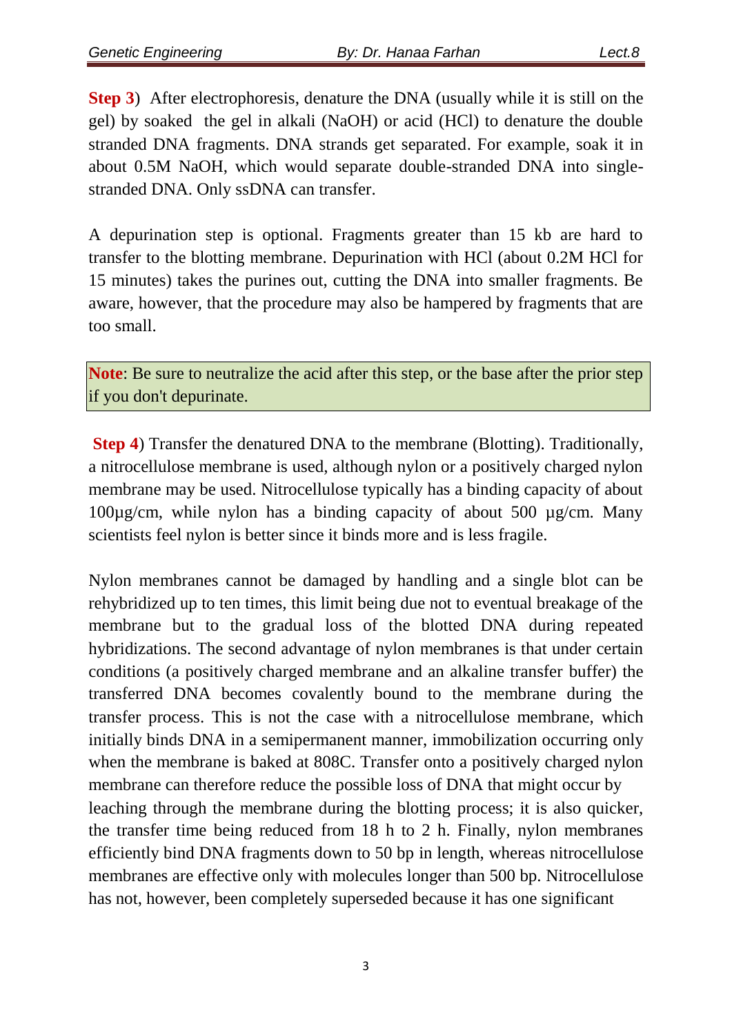**Step 3**) After electrophoresis, denature the DNA (usually while it is still on the gel) by soaked the gel in alkali (NaOH) or acid (HCl) to denature the double stranded DNA fragments. DNA strands get separated. For example, soak it in about 0.5M NaOH, which would separate double-stranded DNA into single-stranded DNA. Only ssDNA can transfer.

A depurination step is optional. Fragments greater than 15 kb are hard to transfer to the blotting membrane. Depurination with HCl (about 0.2M HCl for 15 minutes) takes the purines out, cutting the DNA into smaller fragments. Be aware, however, that the procedure may also be hampered by fragments that are too small.

**Note**: Be sure to neutralize the acid after this step, or the base after the prior step if you don't depurinate.

**Step 4**) Transfer the denatured DNA to the membrane (Blotting). Traditionally, a nitrocellulose membrane is used, although nylon or a positively charged nylon membrane may be used. Nitrocellulose typically has a binding capacity of about 100µg/cm, while nylon has a binding capacity of about 500 µg/cm. Many scientists feel nylon is better since it binds more and is less fragile.

Nylon membranes cannot be damaged by handling and a single blot can be rehybridized up to ten times, this limit being due not to eventual breakage of the membrane but to the gradual loss of the blotted DNA during repeated hybridizations. The second advantage of nylon membranes is that under certain conditions (a positively charged membrane and an alkaline transfer buffer) the transferred DNA becomes covalently bound to the membrane during the transfer process. This is not the case with a nitrocellulose membrane, which initially binds DNA in a semipermanent manner, immobilization occurring only when the membrane is baked at 808C. Transfer onto a positively charged nylon membrane can therefore reduce the possible loss of DNA that might occur by leaching through the membrane during the blotting process; it is also quicker, the transfer time being reduced from 18 h to 2 h. Finally, nylon membranes efficiently bind DNA fragments down to 50 bp in length, whereas nitrocellulose membranes are effective only with molecules longer than 500 bp. Nitrocellulose has not, however, been completely superseded because it has one significant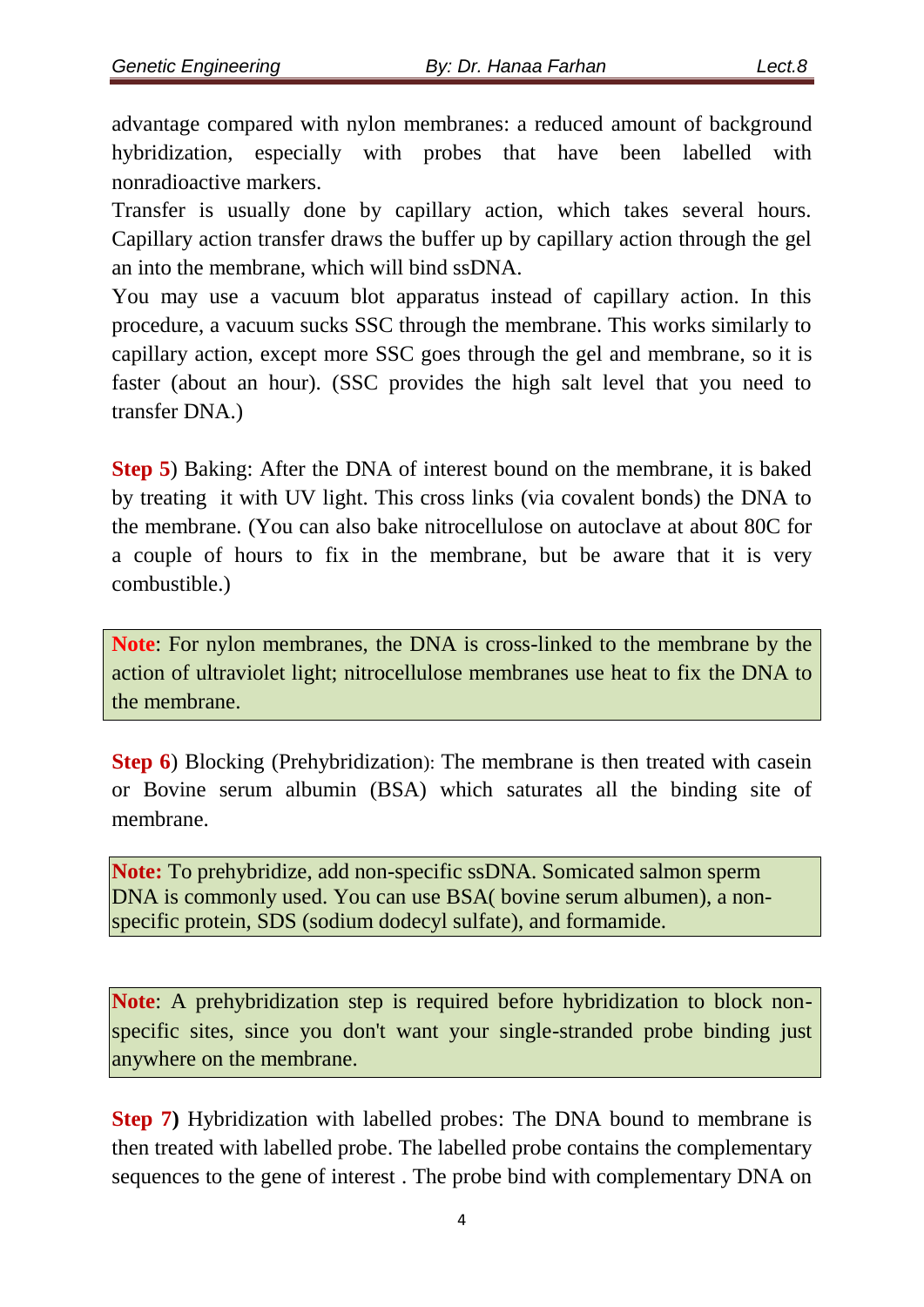advantage compared with nylon membranes: a reduced amount of background hybridization, especially with probes that have been labelled with nonradioactive markers.

Transfer is usually done by capillary action, which takes several hours. Capillary action transfer draws the buffer up by capillary action through the gel an into the membrane, which will bind ssDNA.

You may use a vacuum blot apparatus instead of capillary action. In this procedure, a vacuum sucks SSC through the membrane. This works similarly to capillary action, except more SSC goes through the gel and membrane, so it is faster (about an hour). (SSC provides the high salt level that you need to transfer DNA.)

**Step 5**) Baking: After the DNA of interest bound on the membrane, it is baked by treating it with UV light. This cross links (via covalent bonds) the DNA to the membrane. (You can also bake nitrocellulose on autoclave at about 80C for a couple of hours to fix in the membrane, but be aware that it is very combustible.)

> **Note**: For nylon membranes, the DNA is cross-linked to the membrane by the action of ultraviolet light; nitrocellulose membranes use heat to fix the DNA to the membrane.

**Step 6**) Blocking (Prehybridization): The membrane is then treated with casein or Bovine serum albumin (BSA) which saturates all the binding site of membrane.

> **Note:** To prehybridize, add non-specific ssDNA. Somicated salmon sperm DNA is commonly used. You can use BSA( bovine serum albumen), a non-specific protein, SDS (sodium dodecyl sulfate), and formamide.

> **Note**: A prehybridization step is required before hybridization to block non-specific sites, since you don't want your single-stranded probe binding just anywhere on the membrane.

**Step 7)** Hybridization with labelled probes: The DNA bound to membrane is then treated with labelled probe. The labelled probe contains the complementary sequences to the gene of interest . The probe bind with complementary DNA on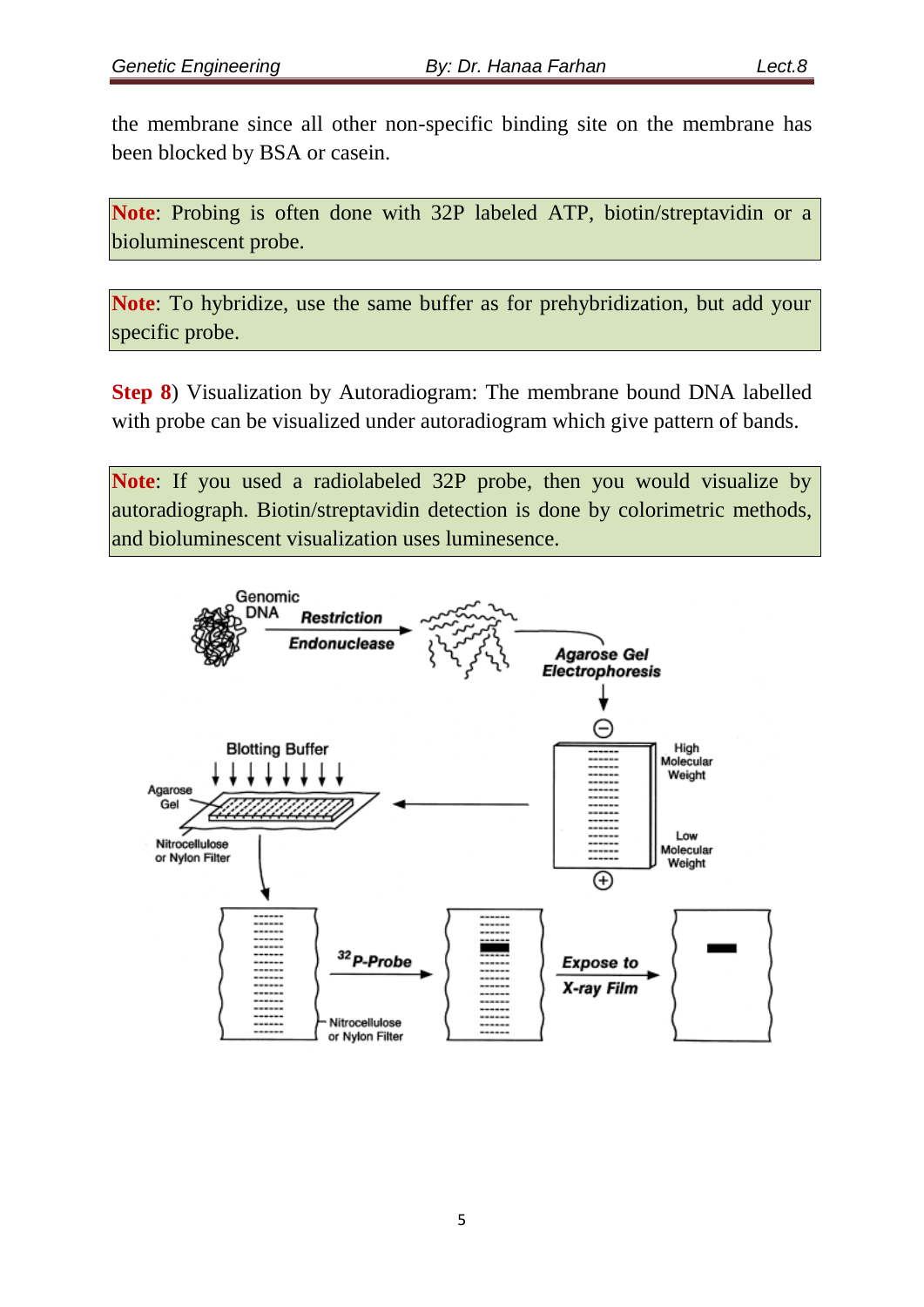the membrane since all other non-specific binding site on the membrane has been blocked by BSA or casein.

**Note**: Probing is often done with 32P labeled ATP, biotin/streptavidin or a bioluminescent probe.

**Note**: To hybridize, use the same buffer as for prehybridization, but add your specific probe.

**Step 8**) Visualization by Autoradiogram: The membrane bound DNA labelled with probe can be visualized under autoradiogram which give pattern of bands.

**Note**: If you used a radiolabeled 32P probe, then you would visualize by autoradiograph. Biotin/streptavidin detection is done by colorimetric methods, and bioluminescent visualization uses luminesence.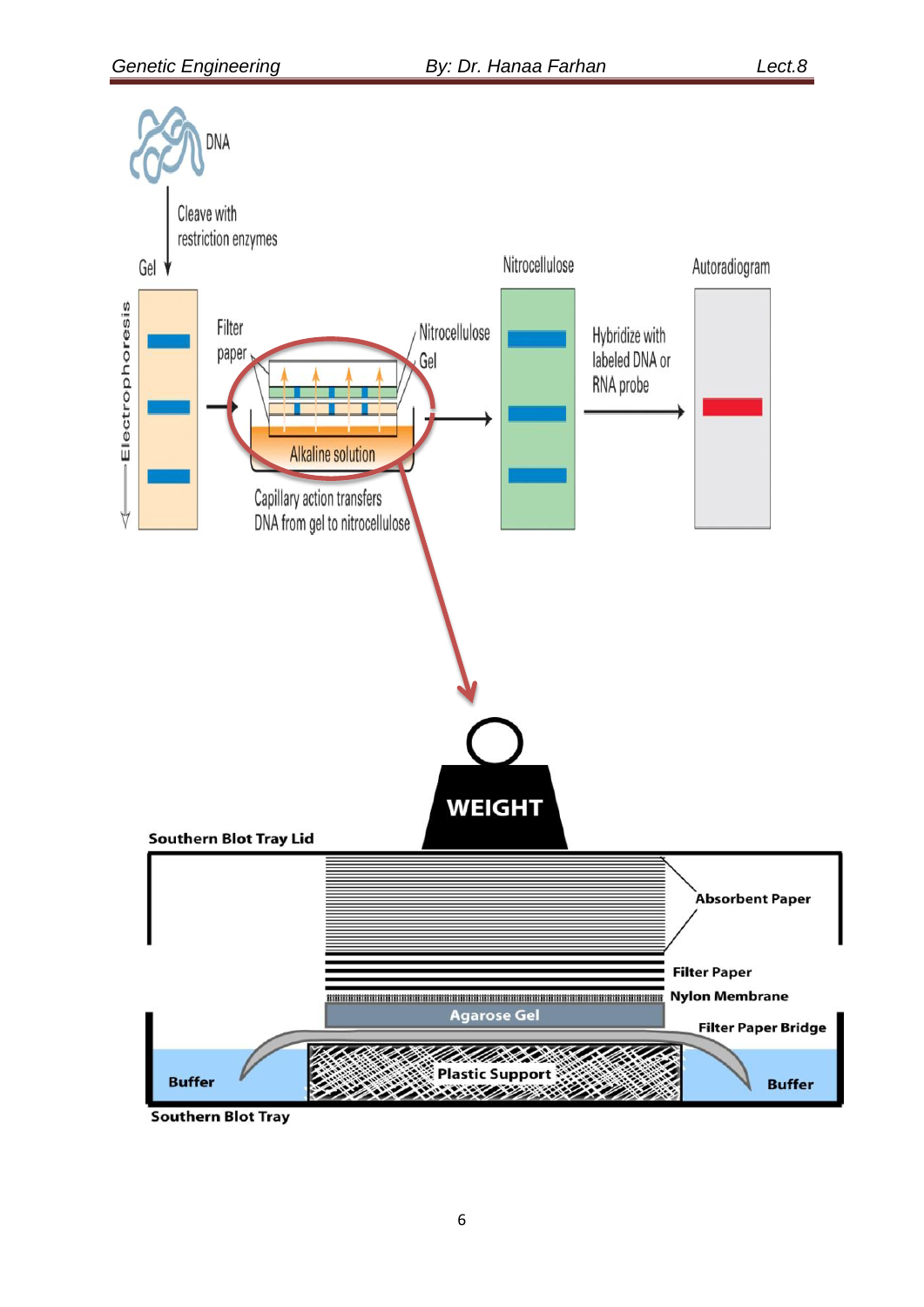DNA

Cleave with restriction enzymes

Gel

Electrophoresis

Filter paper

Nitrocellulose

Gel

Alkaline solution

Capillary action transfers DNA from gel to nitrocellulose

Nitrocellulose

Hybridize with labeled DNA or RNA probe

Autoradiogram

WEIGHT

Southern Blot Tray Lid

Absorbent Paper

Filter Paper

Nylon Membrane

Agarose Gel

Filter Paper Bridge

Buffer

Plastic Support

Buffer

Southern Blot Tray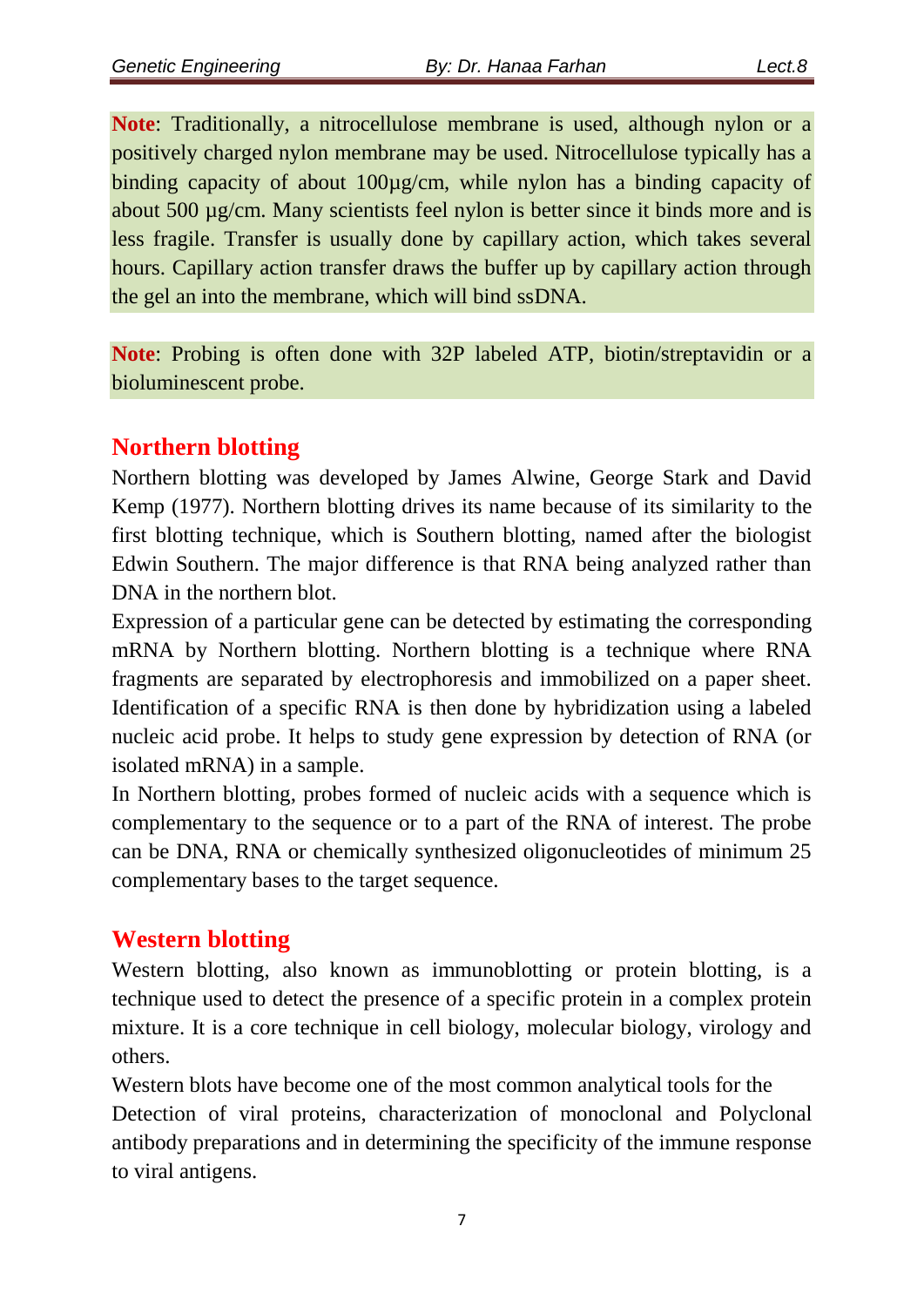**Note**: Traditionally, a nitrocellulose membrane is used, although nylon or a positively charged nylon membrane may be used. Nitrocellulose typically has a binding capacity of about 100µg/cm, while nylon has a binding capacity of about 500 µg/cm. Many scientists feel nylon is better since it binds more and is less fragile. Transfer is usually done by capillary action, which takes several hours. Capillary action transfer draws the buffer up by capillary action through the gel an into the membrane, which will bind ssDNA.

**Note**: Probing is often done with 32P labeled ATP, biotin/streptavidin or a bioluminescent probe.

## Northern blotting

Northern blotting was developed by James Alwine, George Stark and David Kemp (1977). Northern blotting drives its name because of its similarity to the first blotting technique, which is Southern blotting, named after the biologist Edwin Southern. The major difference is that RNA being analyzed rather than DNA in the northern blot.

Expression of a particular gene can be detected by estimating the corresponding mRNA by Northern blotting. Northern blotting is a technique where RNA fragments are separated by electrophoresis and immobilized on a paper sheet. Identification of a specific RNA is then done by hybridization using a labeled nucleic acid probe. It helps to study gene expression by detection of RNA (or isolated mRNA) in a sample.

In Northern blotting, probes formed of nucleic acids with a sequence which is complementary to the sequence or to a part of the RNA of interest. The probe can be DNA, RNA or chemically synthesized oligonucleotides of minimum 25 complementary bases to the target sequence.

## Western blotting

Western blotting, also known as immunoblotting or protein blotting, is a technique used to detect the presence of a specific protein in a complex protein mixture. It is a core technique in cell biology, molecular biology, virology and others.

Western blots have become one of the most common analytical tools for the Detection of viral proteins, characterization of monoclonal and Polyclonal antibody preparations and in determining the specificity of the immune response to viral antigens.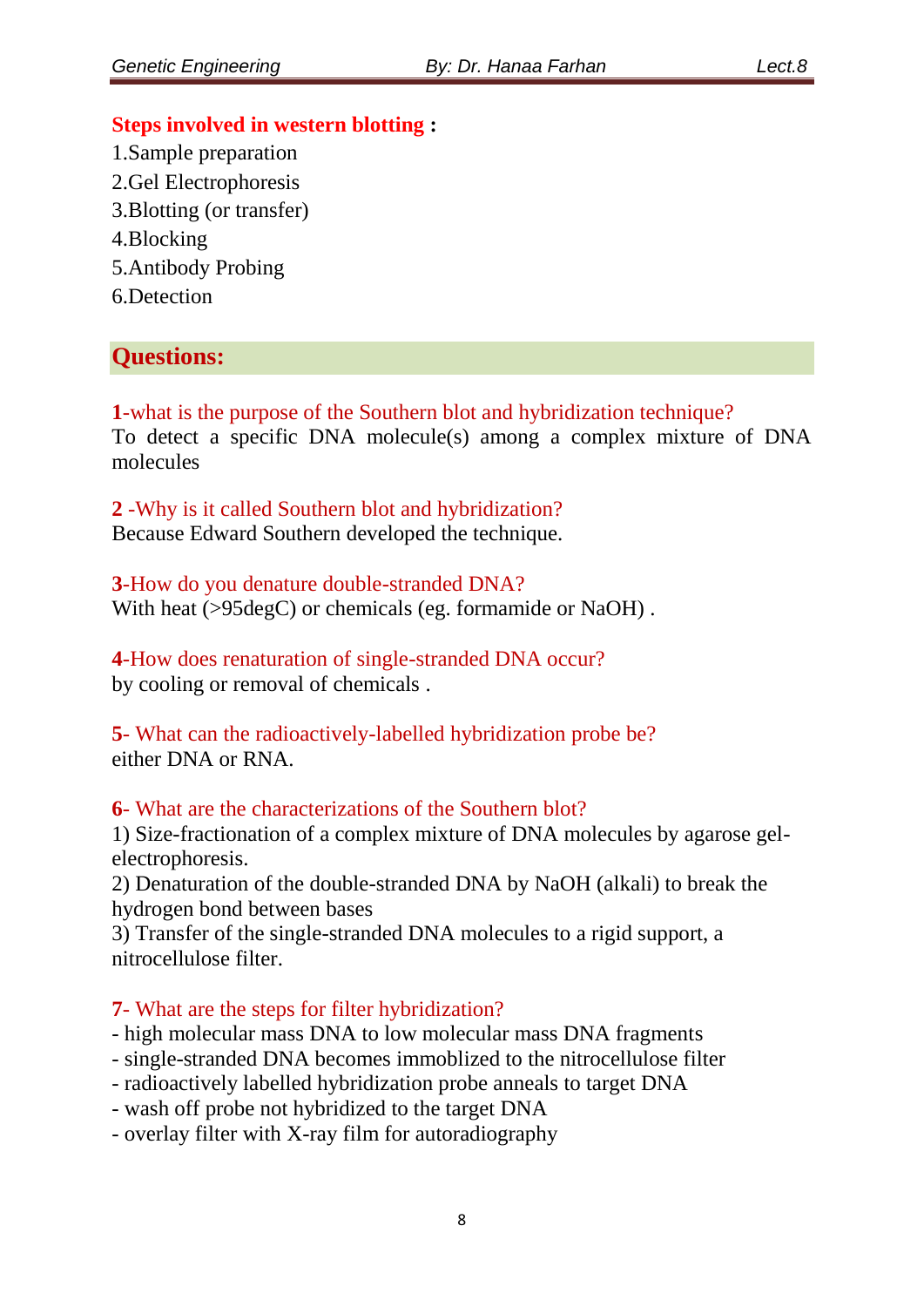**Steps involved in western blotting :**

1.Sample preparation
2.Gel Electrophoresis
3.Blotting (or transfer)
4.Blocking
5.Antibody Probing
6.Detection

## Questions:

**1**-what is the purpose of the Southern blot and hybridization technique?
To detect a specific DNA molecule(s) among a complex mixture of DNA molecules

**2** -Why is it called Southern blot and hybridization?
Because Edward Southern developed the technique.

**3**-How do you denature double-stranded DNA?
With heat (>95degC) or chemicals (eg. formamide or NaOH) .

**4**-How does renaturation of single-stranded DNA occur?
by cooling or removal of chemicals .

**5**- What can the radioactively-labelled hybridization probe be?
either DNA or RNA.

**6**- What are the characterizations of the Southern blot?
1) Size-fractionation of a complex mixture of DNA molecules by agarose gel-electrophoresis.
2) Denaturation of the double-stranded DNA by NaOH (alkali) to break the hydrogen bond between bases
3) Transfer of the single-stranded DNA molecules to a rigid support, a nitrocellulose filter.

**7**- What are the steps for filter hybridization?
- high molecular mass DNA to low molecular mass DNA fragments
- single-stranded DNA becomes immoblized to the nitrocellulose filter
- radioactively labelled hybridization probe anneals to target DNA
- wash off probe not hybridized to the target DNA
- overlay filter with X-ray film for autoradiography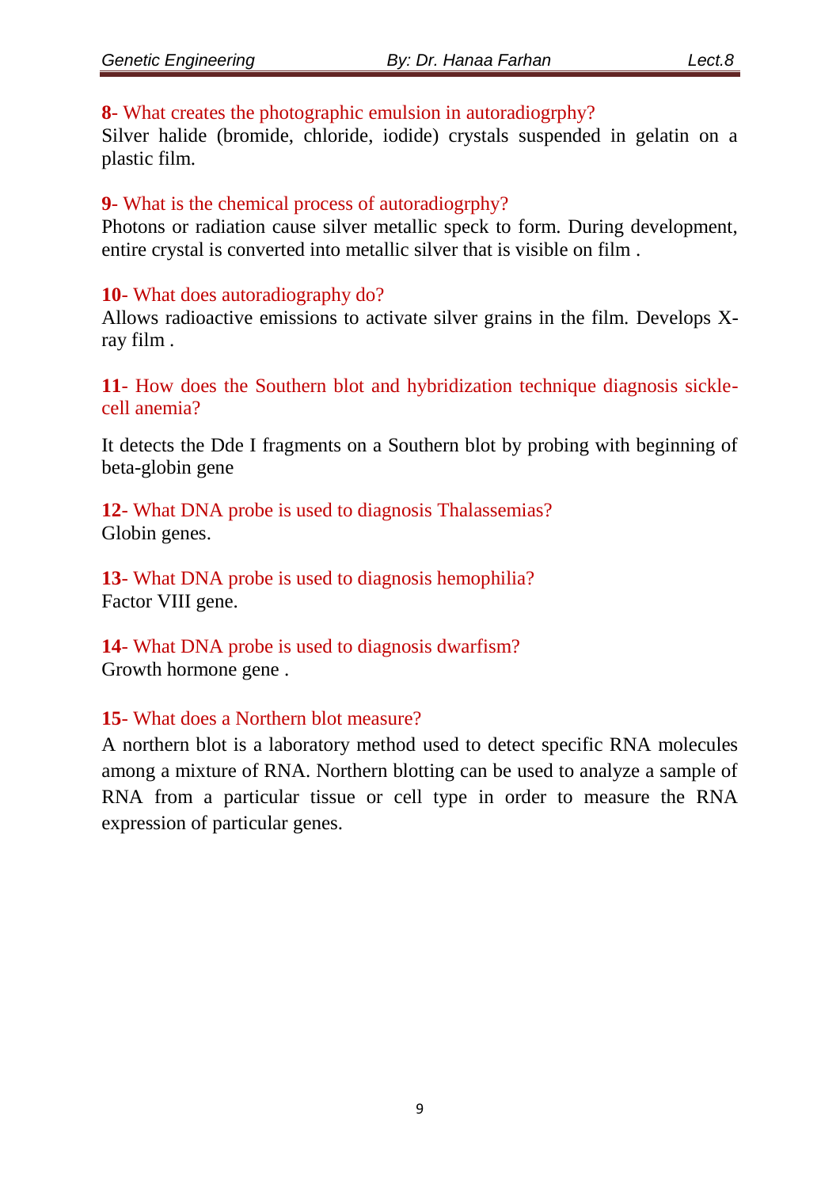**8**- What creates the photographic emulsion in autoradiogrphy?

Silver halide (bromide, chloride, iodide) crystals suspended in gelatin on a plastic film.

**9**- What is the chemical process of autoradiogrphy?

Photons or radiation cause silver metallic speck to form. During development, entire crystal is converted into metallic silver that is visible on film .

**10**- What does autoradiography do?

Allows radioactive emissions to activate silver grains in the film. Develops X-ray film .

**11**- How does the Southern blot and hybridization technique diagnosis sickle-cell anemia?

It detects the Dde I fragments on a Southern blot by probing with beginning of beta-globin gene

**12**- What DNA probe is used to diagnosis Thalassemias?

Globin genes.

**13**- What DNA probe is used to diagnosis hemophilia?

Factor VIII gene.

**14**- What DNA probe is used to diagnosis dwarfism?

Growth hormone gene .

**15**- What does a Northern blot measure?

A northern blot is a laboratory method used to detect specific RNA molecules among a mixture of RNA. Northern blotting can be used to analyze a sample of RNA from a particular tissue or cell type in order to measure the RNA expression of particular genes.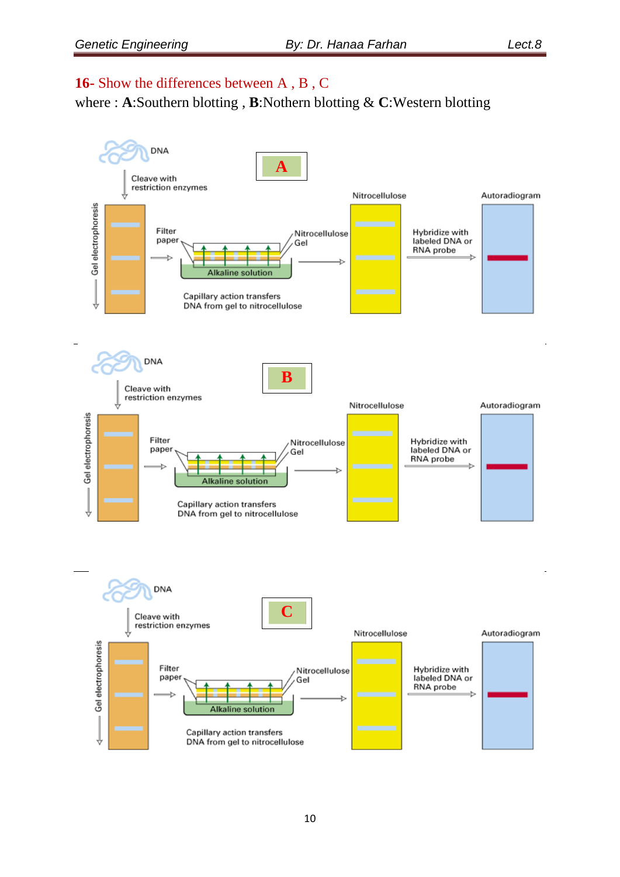**16-** Show the differences between A , B , C

where : **A**:Southern blotting , **B**:Nothern blotting & **C**:Western blotting

**A**

DNA

Cleave with restriction enzymes

Gel electrophoresis

Filter paper

Nitrocellulose

Gel

Alkaline solution

Capillary action transfers DNA from gel to nitrocellulose

Nitrocellulose

Hybridize with labeled DNA or RNA probe

Autoradiogram

**B**

DNA

Cleave with restriction enzymes

Gel electrophoresis

Filter paper

Nitrocellulose

Gel

Alkaline solution

Capillary action transfers DNA from gel to nitrocellulose

Nitrocellulose

Hybridize with labeled DNA or RNA probe

Autoradiogram

**C**

DNA

Cleave with restriction enzymes

Gel electrophoresis

Filter paper

Nitrocellulose

Gel

Alkaline solution

Capillary action transfers DNA from gel to nitrocellulose

Nitrocellulose

Hybridize with labeled DNA or RNA probe

Autoradiogram